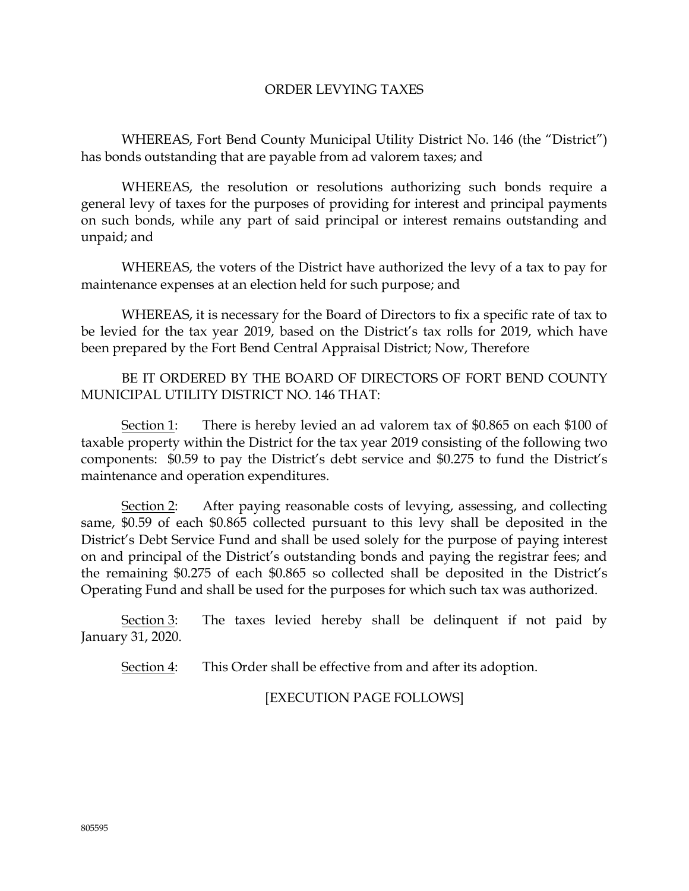# ORDER LEVYING TAXES

WHEREAS, Fort Bend County Municipal Utility District No. 146 (the "District") has bonds outstanding that are payable from ad valorem taxes; and

WHEREAS, the resolution or resolutions authorizing such bonds require a general levy of taxes for the purposes of providing for interest and principal payments on such bonds, while any part of said principal or interest remains outstanding and unpaid; and

WHEREAS, the voters of the District have authorized the levy of a tax to pay for maintenance expenses at an election held for such purpose; and

WHEREAS, it is necessary for the Board of Directors to fix a specific rate of tax to be levied for the tax year 2019, based on the District's tax rolls for 2019, which have been prepared by the Fort Bend Central Appraisal District; Now, Therefore

BE IT ORDERED BY THE BOARD OF DIRECTORS OF FORT BEND COUNTY MUNICIPAL UTILITY DISTRICT NO. 146 THAT:

Section 1: There is hereby levied an ad valorem tax of $0.865 on each $100 of taxable property within the District for the tax year 2019 consisting of the following two components: $0.59 to pay the District's debt service and $0.275 to fund the District's maintenance and operation expenditures.

Section 2: After paying reasonable costs of levying, assessing, and collecting same, $0.59 of each $0.865 collected pursuant to this levy shall be deposited in the District's Debt Service Fund and shall be used solely for the purpose of paying interest on and principal of the District's outstanding bonds and paying the registrar fees; and the remaining $0.275 of each $0.865 so collected shall be deposited in the District's Operating Fund and shall be used for the purposes for which such tax was authorized.

Section 3: The taxes levied hereby shall be delinquent if not paid by January 31, 2020.

Section 4: This Order shall be effective from and after its adoption.

[EXECUTION PAGE FOLLOWS]

805595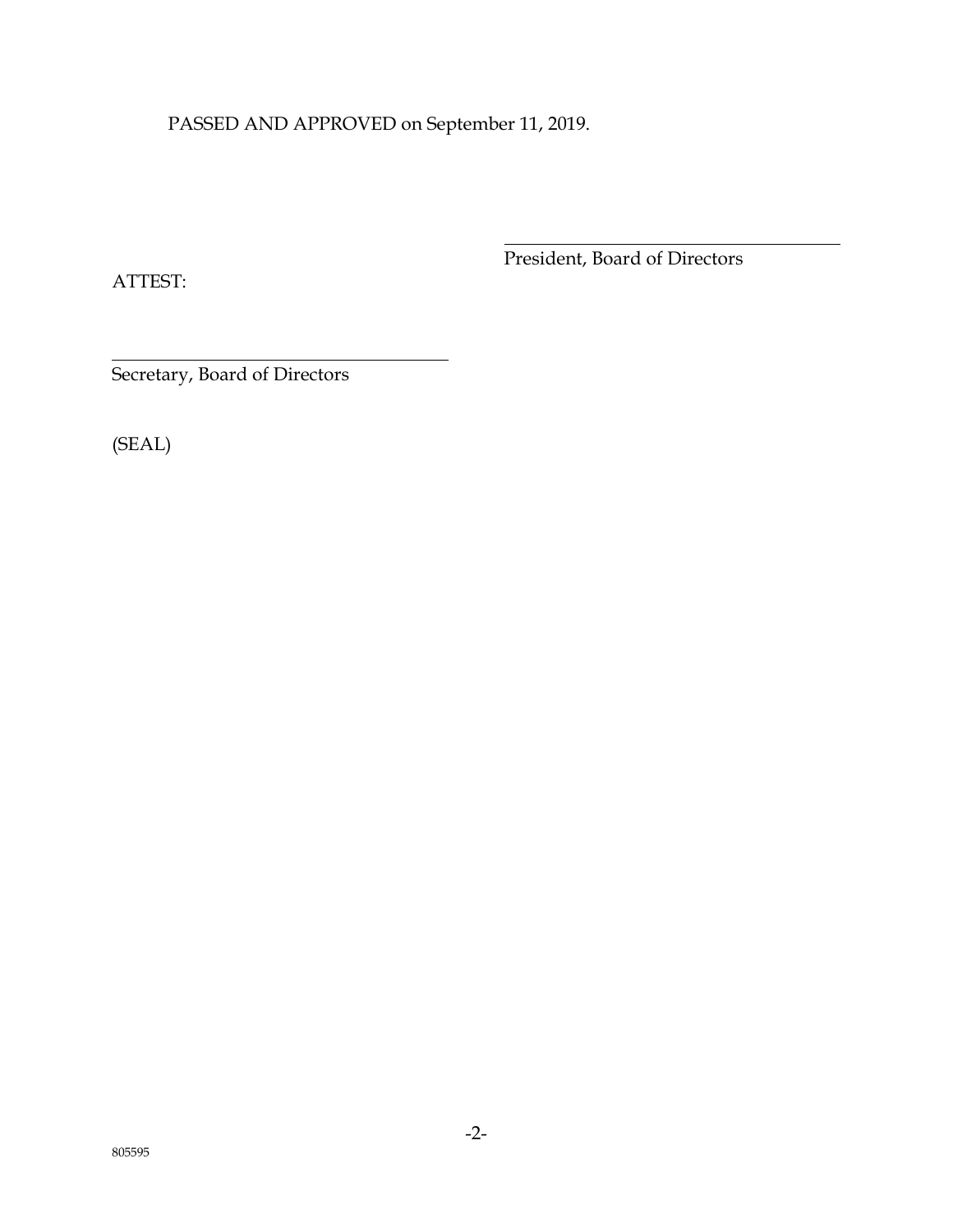PASSED AND APPROVED on September 11, 2019.

\_\_\_\_\_\_\_\_\_\_\_\_\_\_\_\_\_\_\_\_\_\_\_\_\_\_\_\_\_\_\_\_\_\_\_\_
President, Board of Directors

ATTEST:

\_\_\_\_\_\_\_\_\_\_\_\_\_\_\_\_\_\_\_\_\_\_\_\_\_\_\_\_\_\_\_\_\_\_\_\_
Secretary, Board of Directors

(SEAL)

805595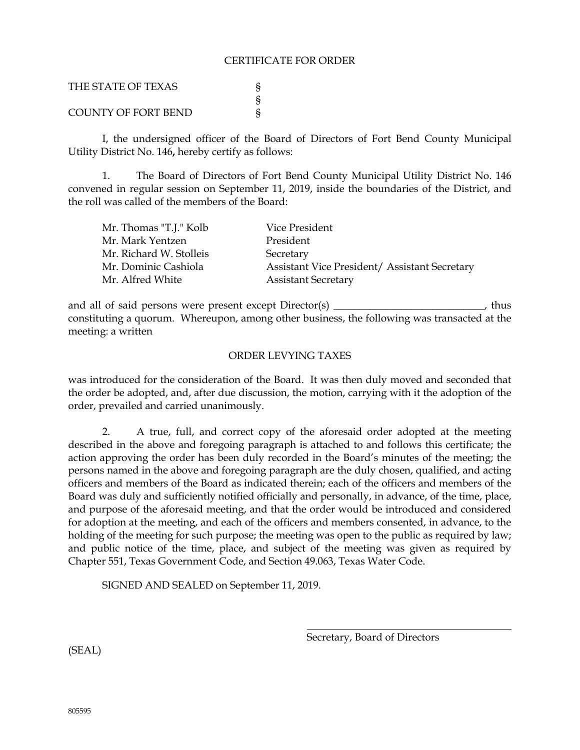# CERTIFICATE FOR ORDER

| | | |
|---|---|---|
| THE STATE OF TEXAS | § | |
| | § | |
| COUNTY OF FORT BEND | § | |

I, the undersigned officer of the Board of Directors of Fort Bend County Municipal Utility District No. 146**,** hereby certify as follows:

1. The Board of Directors of Fort Bend County Municipal Utility District No. 146 convened in regular session on September 11, 2019, inside the boundaries of the District, and the roll was called of the members of the Board:

| | |
|---|---|
| Mr. Thomas "T.J." Kolb | Vice President |
| Mr. Mark Yentzen | President |
| Mr. Richard W. Stolleis | Secretary |
| Mr. Dominic Cashiola | Assistant Vice President/ Assistant Secretary |
| Mr. Alfred White | Assistant Secretary |

and all of said persons were present except Director(s) \_\_\_\_\_\_\_\_\_\_\_\_\_\_\_\_\_\_\_\_\_\_\_\_\_\_\_\_, thus constituting a quorum. Whereupon, among other business, the following was transacted at the meeting: a written

## ORDER LEVYING TAXES

was introduced for the consideration of the Board. It was then duly moved and seconded that the order be adopted, and, after due discussion, the motion, carrying with it the adoption of the order, prevailed and carried unanimously.

2. A true, full, and correct copy of the aforesaid order adopted at the meeting described in the above and foregoing paragraph is attached to and follows this certificate; the action approving the order has been duly recorded in the Board's minutes of the meeting; the persons named in the above and foregoing paragraph are the duly chosen, qualified, and acting officers and members of the Board as indicated therein; each of the officers and members of the Board was duly and sufficiently notified officially and personally, in advance, of the time, place, and purpose of the aforesaid meeting, and that the order would be introduced and considered for adoption at the meeting, and each of the officers and members consented, in advance, to the holding of the meeting for such purpose; the meeting was open to the public as required by law; and public notice of the time, place, and subject of the meeting was given as required by Chapter 551, Texas Government Code, and Section 49.063, Texas Water Code.

SIGNED AND SEALED on September 11, 2019.

\_\_\_\_\_\_\_\_\_\_\_\_\_\_\_\_\_\_\_\_\_\_\_\_\_\_\_\_\_\_\_\_\_\_\_\_\_\_\_\_

Secretary, Board of Directors

(SEAL)

805595